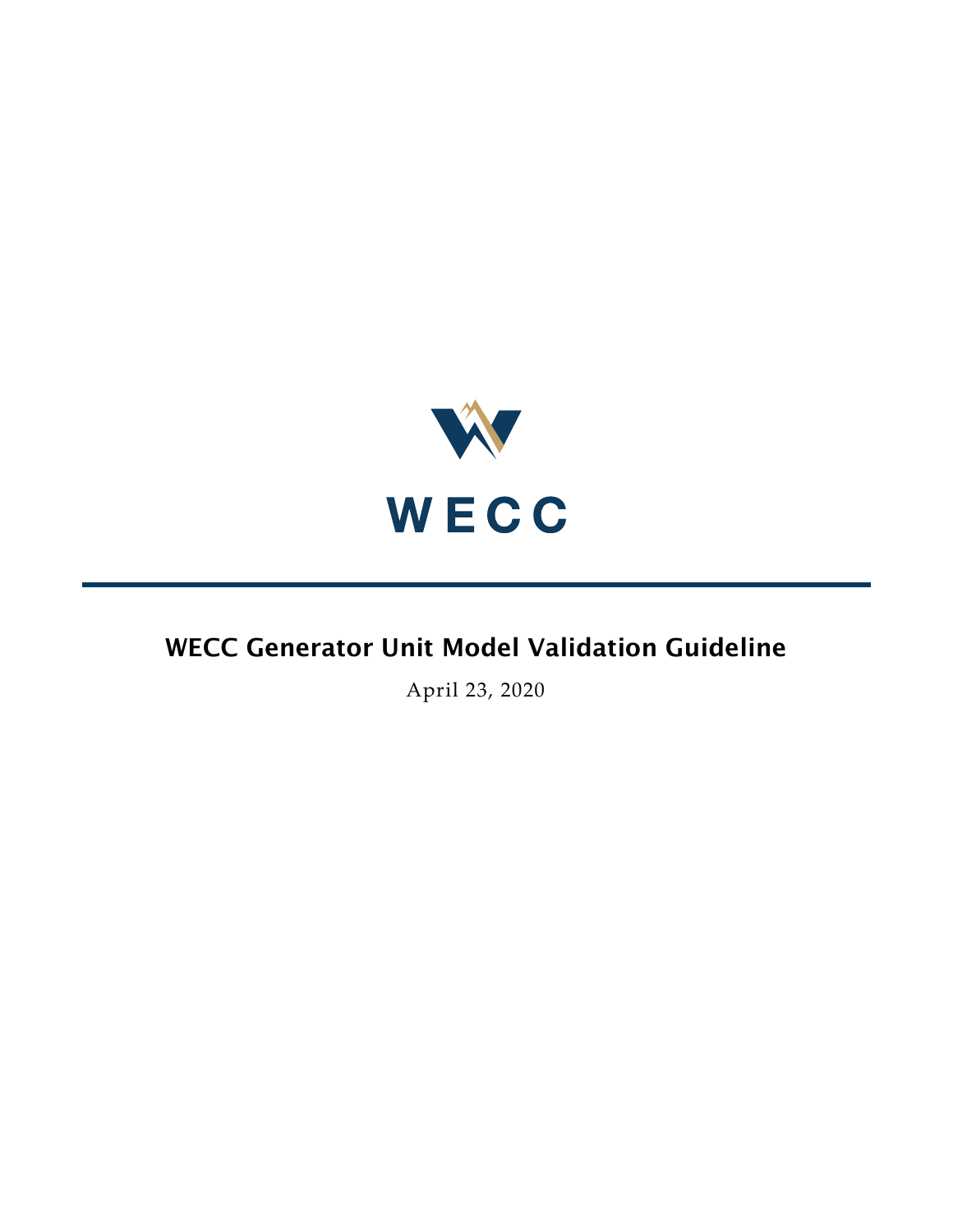WECC

# WECC Generator Unit Model Validation Guideline

April 23, 2020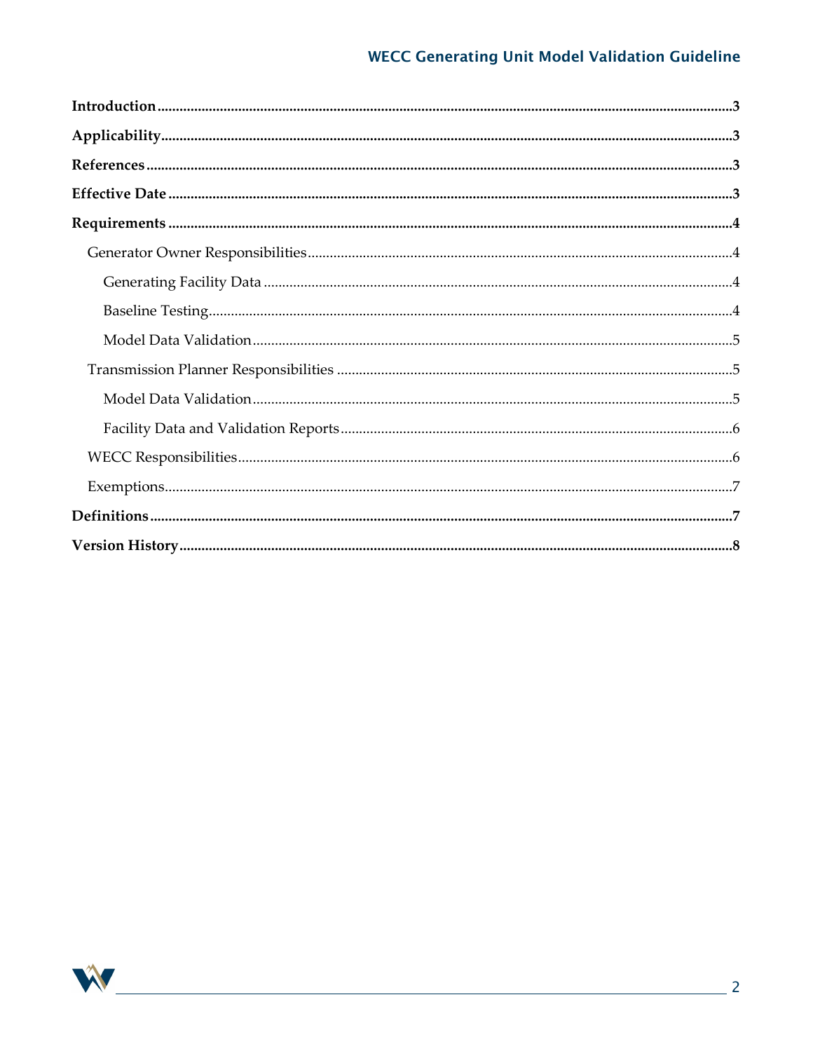**Introduction** 3

**Applicability** 3

**References** 3

**Effective Date** 3

**Requirements** 4

- Generator Owner Responsibilities 4
  - Generating Facility Data 4
  - Baseline Testing 4
  - Model Data Validation 5
- Transmission Planner Responsibilities 5
  - Model Data Validation 5
  - Facility Data and Validation Reports 6
- WECC Responsibilities 6
- Exemptions 7

**Definitions** 7

**Version History** 8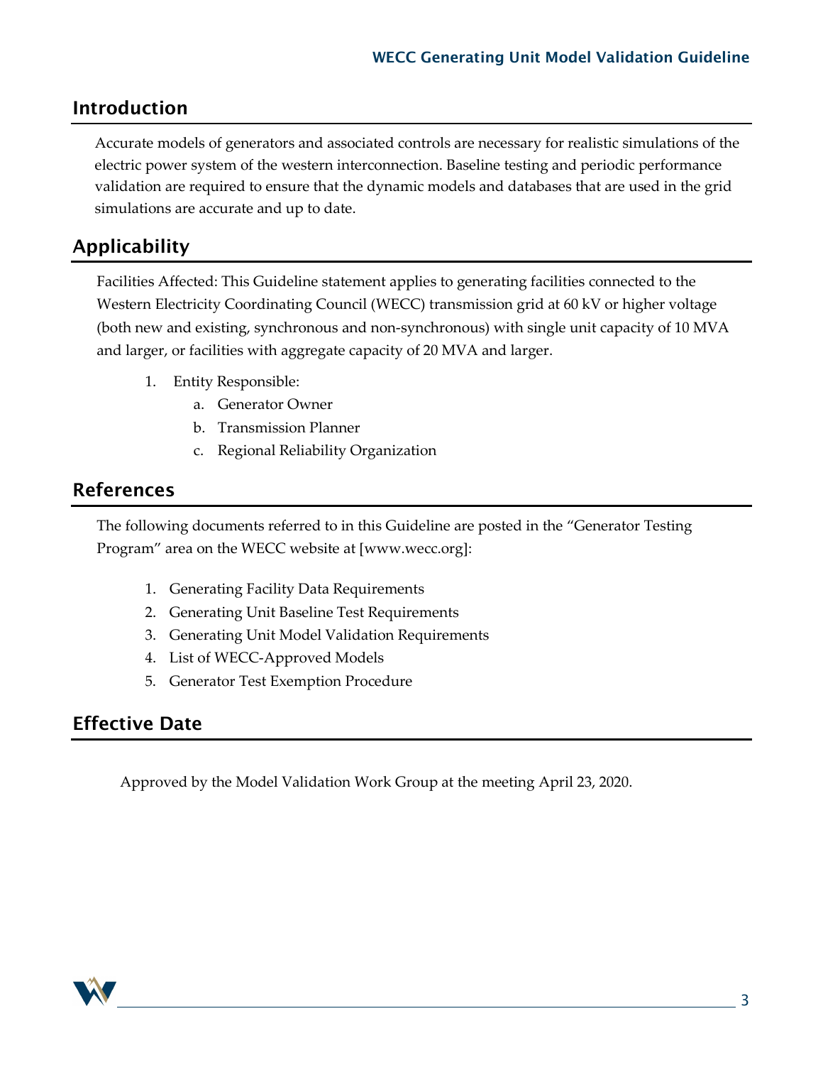## Introduction

Accurate models of generators and associated controls are necessary for realistic simulations of the electric power system of the western interconnection. Baseline testing and periodic performance validation are required to ensure that the dynamic models and databases that are used in the grid simulations are accurate and up to date.

## Applicability

Facilities Affected: This Guideline statement applies to generating facilities connected to the Western Electricity Coordinating Council (WECC) transmission grid at 60 kV or higher voltage (both new and existing, synchronous and non-synchronous) with single unit capacity of 10 MVA and larger, or facilities with aggregate capacity of 20 MVA and larger.

1. Entity Responsible:
   a. Generator Owner
   b. Transmission Planner
   c. Regional Reliability Organization

## References

The following documents referred to in this Guideline are posted in the "Generator Testing Program" area on the WECC website at [www.wecc.org]:

1. Generating Facility Data Requirements
2. Generating Unit Baseline Test Requirements
3. Generating Unit Model Validation Requirements
4. List of WECC-Approved Models
5. Generator Test Exemption Procedure

## Effective Date

Approved by the Model Validation Work Group at the meeting April 23, 2020.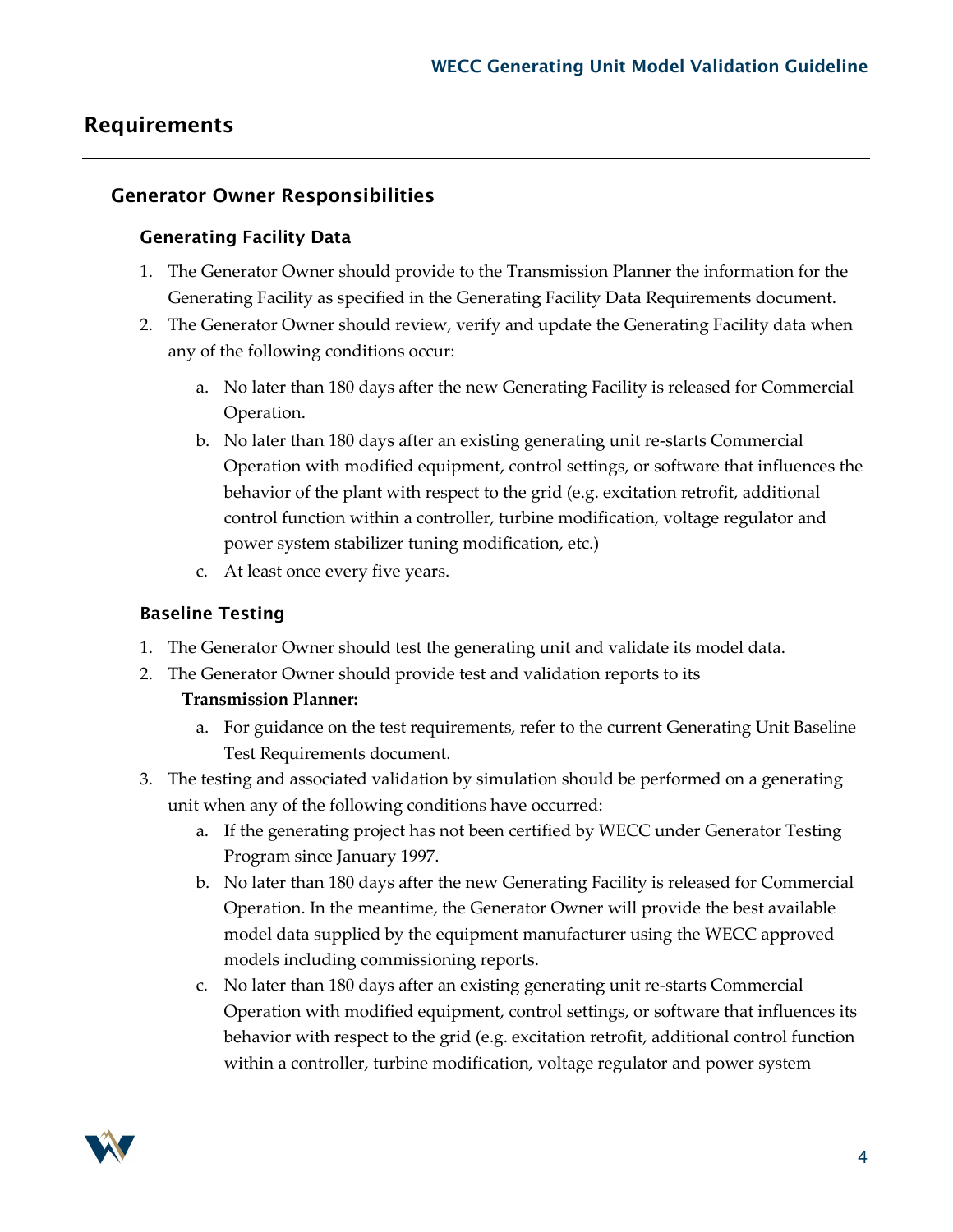# Requirements

## Generator Owner Responsibilities

### Generating Facility Data

1. The Generator Owner should provide to the Transmission Planner the information for the Generating Facility as specified in the Generating Facility Data Requirements document.
2. The Generator Owner should review, verify and update the Generating Facility data when any of the following conditions occur:
   a. No later than 180 days after the new Generating Facility is released for Commercial Operation.
   b. No later than 180 days after an existing generating unit re-starts Commercial Operation with modified equipment, control settings, or software that influences the behavior of the plant with respect to the grid (e.g. excitation retrofit, additional control function within a controller, turbine modification, voltage regulator and power system stabilizer tuning modification, etc.)
   c. At least once every five years.

### Baseline Testing

1. The Generator Owner should test the generating unit and validate its model data.
2. The Generator Owner should provide test and validation reports to its **Transmission Planner:**
   a. For guidance on the test requirements, refer to the current Generating Unit Baseline Test Requirements document.
3. The testing and associated validation by simulation should be performed on a generating unit when any of the following conditions have occurred:
   a. If the generating project has not been certified by WECC under Generator Testing Program since January 1997.
   b. No later than 180 days after the new Generating Facility is released for Commercial Operation. In the meantime, the Generator Owner will provide the best available model data supplied by the equipment manufacturer using the WECC approved models including commissioning reports.
   c. No later than 180 days after an existing generating unit re-starts Commercial Operation with modified equipment, control settings, or software that influences its behavior with respect to the grid (e.g. excitation retrofit, additional control function within a controller, turbine modification, voltage regulator and power system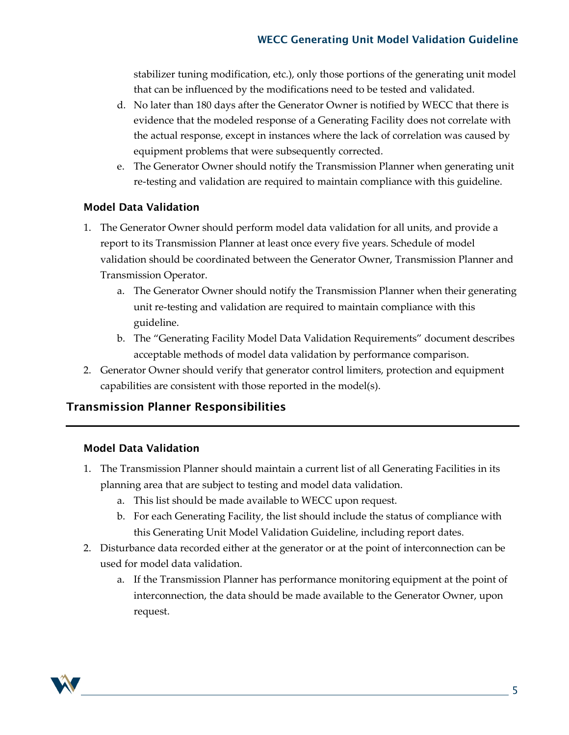stabilizer tuning modification, etc.), only those portions of the generating unit model that can be influenced by the modifications need to be tested and validated.

   d. No later than 180 days after the Generator Owner is notified by WECC that there is evidence that the modeled response of a Generating Facility does not correlate with the actual response, except in instances where the lack of correlation was caused by equipment problems that were subsequently corrected.

   e. The Generator Owner should notify the Transmission Planner when generating unit re-testing and validation are required to maintain compliance with this guideline.

### Model Data Validation

1. The Generator Owner should perform model data validation for all units, and provide a report to its Transmission Planner at least once every five years. Schedule of model validation should be coordinated between the Generator Owner, Transmission Planner and Transmission Operator.
   a. The Generator Owner should notify the Transmission Planner when their generating unit re-testing and validation are required to maintain compliance with this guideline.
   b. The "Generating Facility Model Data Validation Requirements" document describes acceptable methods of model data validation by performance comparison.
2. Generator Owner should verify that generator control limiters, protection and equipment capabilities are consistent with those reported in the model(s).

## Transmission Planner Responsibilities

### Model Data Validation

1. The Transmission Planner should maintain a current list of all Generating Facilities in its planning area that are subject to testing and model data validation.
   a. This list should be made available to WECC upon request.
   b. For each Generating Facility, the list should include the status of compliance with this Generating Unit Model Validation Guideline, including report dates.
2. Disturbance data recorded either at the generator or at the point of interconnection can be used for model data validation.
   a. If the Transmission Planner has performance monitoring equipment at the point of interconnection, the data should be made available to the Generator Owner, upon request.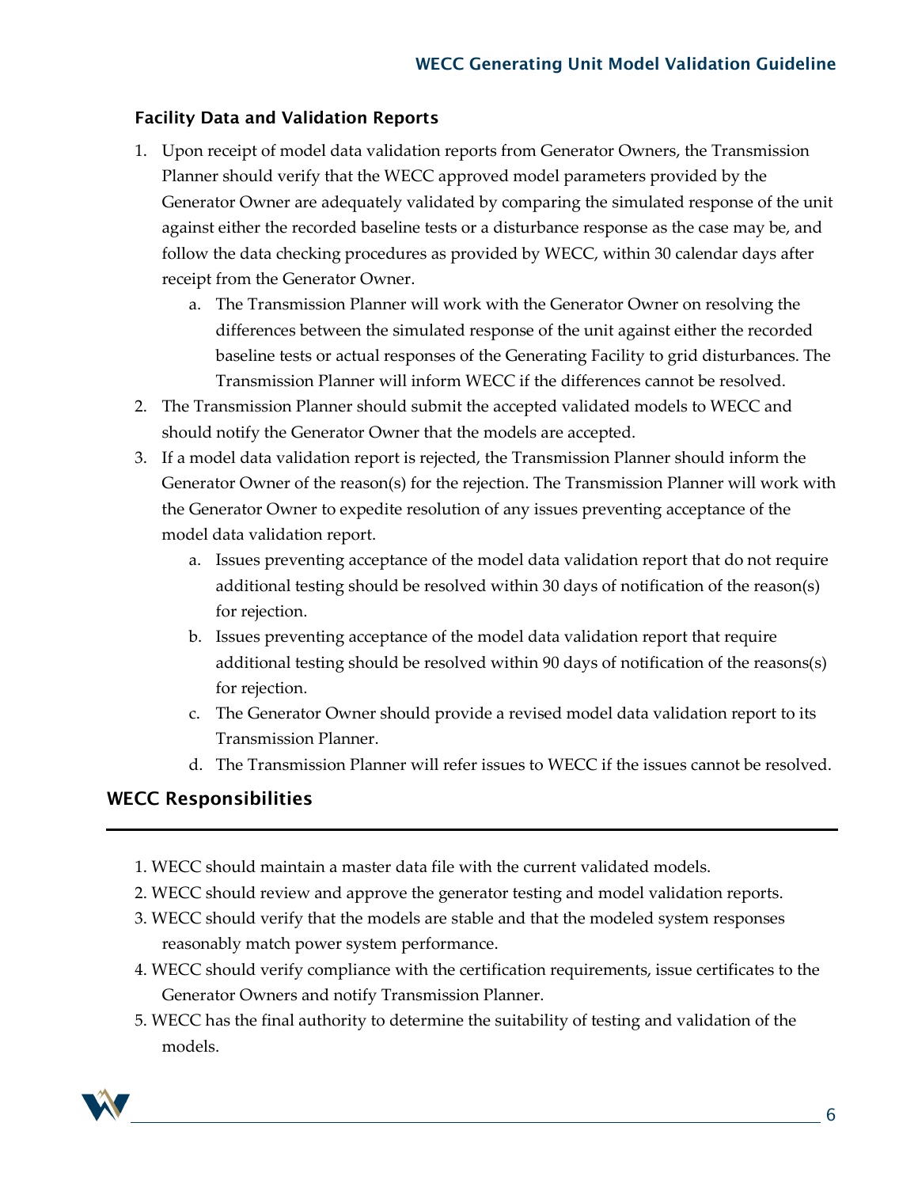### Facility Data and Validation Reports

1. Upon receipt of model data validation reports from Generator Owners, the Transmission Planner should verify that the WECC approved model parameters provided by the Generator Owner are adequately validated by comparing the simulated response of the unit against either the recorded baseline tests or a disturbance response as the case may be, and follow the data checking procedures as provided by WECC, within 30 calendar days after receipt from the Generator Owner.
    a. The Transmission Planner will work with the Generator Owner on resolving the differences between the simulated response of the unit against either the recorded baseline tests or actual responses of the Generating Facility to grid disturbances. The Transmission Planner will inform WECC if the differences cannot be resolved.
2. The Transmission Planner should submit the accepted validated models to WECC and should notify the Generator Owner that the models are accepted.
3. If a model data validation report is rejected, the Transmission Planner should inform the Generator Owner of the reason(s) for the rejection. The Transmission Planner will work with the Generator Owner to expedite resolution of any issues preventing acceptance of the model data validation report.
    a. Issues preventing acceptance of the model data validation report that do not require additional testing should be resolved within 30 days of notification of the reason(s) for rejection.
    b. Issues preventing acceptance of the model data validation report that require additional testing should be resolved within 90 days of notification of the reasons(s) for rejection.
    c. The Generator Owner should provide a revised model data validation report to its Transmission Planner.
    d. The Transmission Planner will refer issues to WECC if the issues cannot be resolved.

## WECC Responsibilities

1. WECC should maintain a master data file with the current validated models.
2. WECC should review and approve the generator testing and model validation reports.
3. WECC should verify that the models are stable and that the modeled system responses reasonably match power system performance.
4. WECC should verify compliance with the certification requirements, issue certificates to the Generator Owners and notify Transmission Planner.
5. WECC has the final authority to determine the suitability of testing and validation of the models.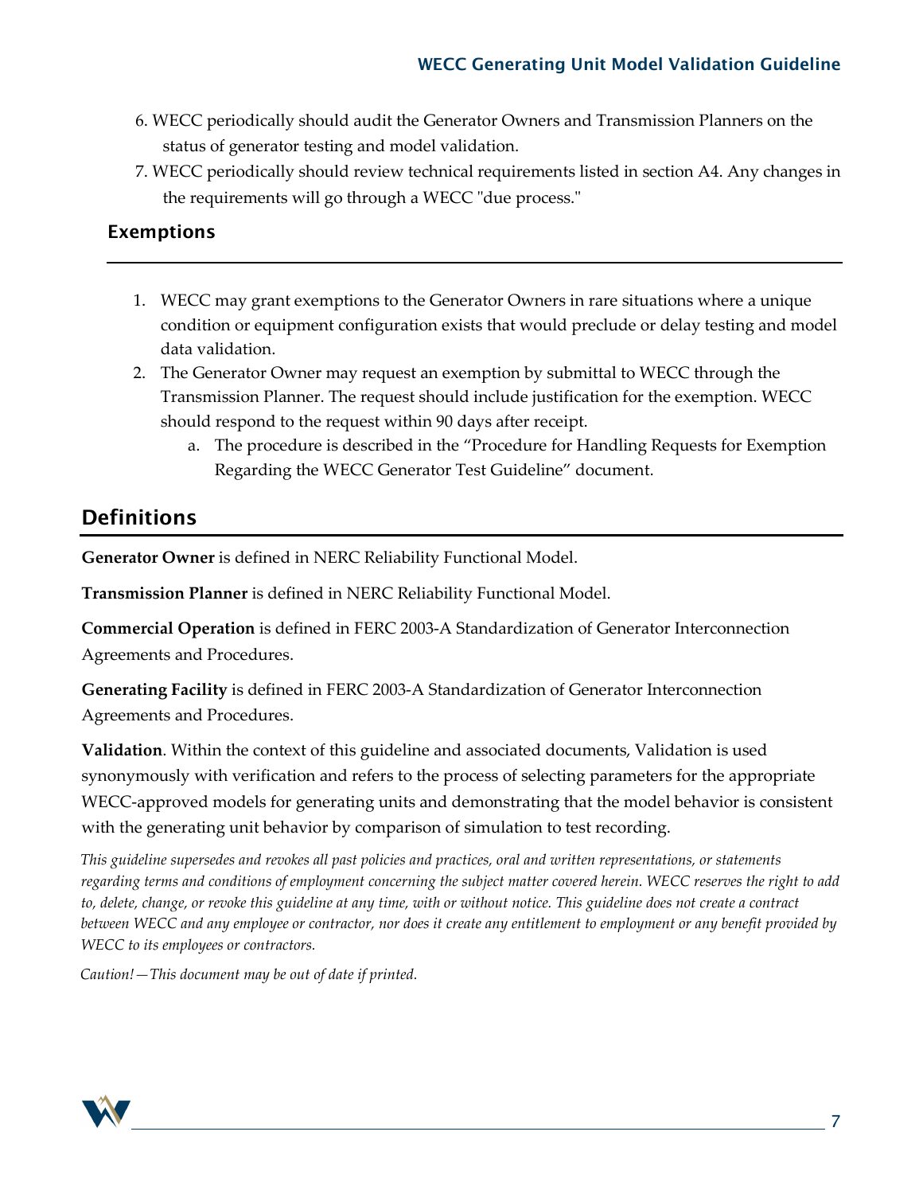6. WECC periodically should audit the Generator Owners and Transmission Planners on the status of generator testing and model validation.
7. WECC periodically should review technical requirements listed in section A4. Any changes in the requirements will go through a WECC "due process."

### Exemptions

1. WECC may grant exemptions to the Generator Owners in rare situations where a unique condition or equipment configuration exists that would preclude or delay testing and model data validation.
2. The Generator Owner may request an exemption by submittal to WECC through the Transmission Planner. The request should include justification for the exemption. WECC should respond to the request within 90 days after receipt.
    a. The procedure is described in the "Procedure for Handling Requests for Exemption Regarding the WECC Generator Test Guideline" document.

## Definitions

**Generator Owner** is defined in NERC Reliability Functional Model.

**Transmission Planner** is defined in NERC Reliability Functional Model.

**Commercial Operation** is defined in FERC 2003-A Standardization of Generator Interconnection Agreements and Procedures.

**Generating Facility** is defined in FERC 2003-A Standardization of Generator Interconnection Agreements and Procedures.

**Validation**. Within the context of this guideline and associated documents, Validation is used synonymously with verification and refers to the process of selecting parameters for the appropriate WECC-approved models for generating units and demonstrating that the model behavior is consistent with the generating unit behavior by comparison of simulation to test recording.

*This guideline supersedes and revokes all past policies and practices, oral and written representations, or statements regarding terms and conditions of employment concerning the subject matter covered herein. WECC reserves the right to add to, delete, change, or revoke this guideline at any time, with or without notice. This guideline does not create a contract between WECC and any employee or contractor, nor does it create any entitlement to employment or any benefit provided by WECC to its employees or contractors.*

*Caution!—This document may be out of date if printed.*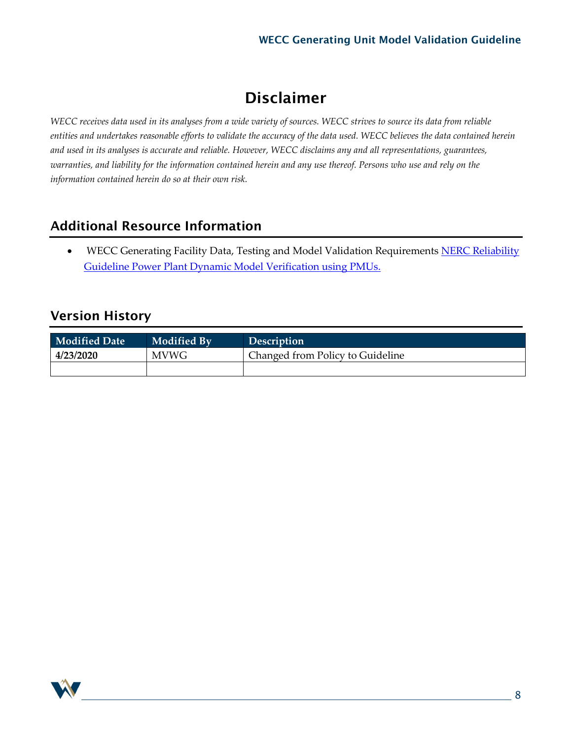# Disclaimer

*WECC receives data used in its analyses from a wide variety of sources. WECC strives to source its data from reliable entities and undertakes reasonable efforts to validate the accuracy of the data used. WECC believes the data contained herein and used in its analyses is accurate and reliable. However, WECC disclaims any and all representations, guarantees, warranties, and liability for the information contained herein and any use thereof. Persons who use and rely on the information contained herein do so at their own risk.*

## Additional Resource Information

- WECC Generating Facility Data, Testing and Model Validation Requirements NERC Reliability Guideline Power Plant Dynamic Model Verification using PMUs.

## Version History

| Modified Date | Modified By | Description |
|---|---|---|
| **4/23/2020** | MVWG | Changed from Policy to Guideline |
| | | |